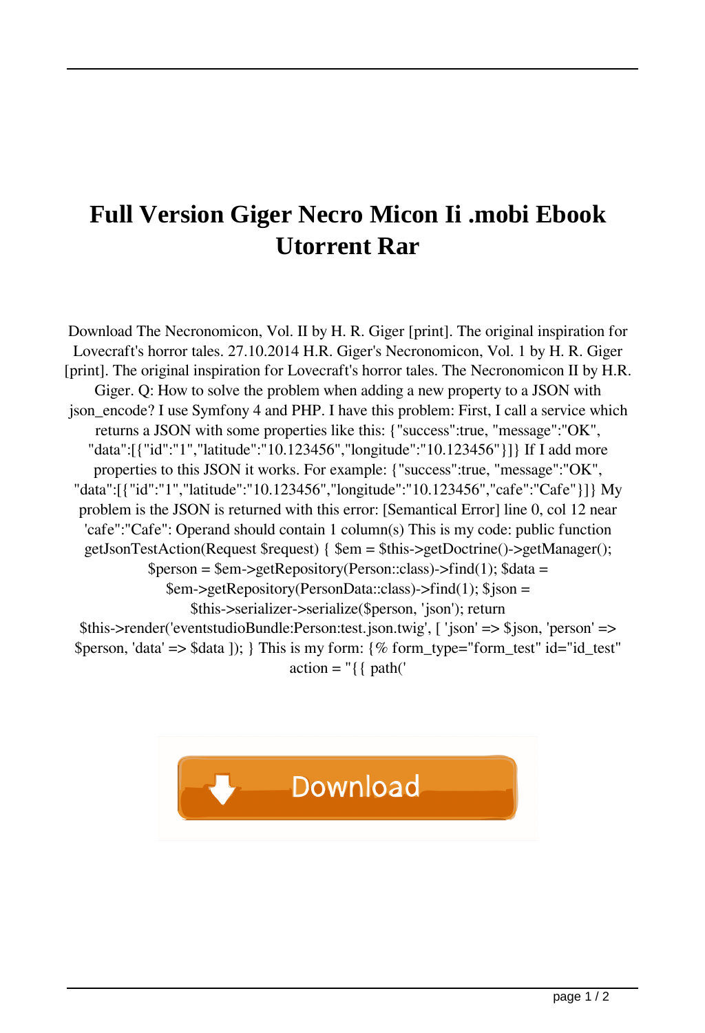# Full Version Giger Necro Micon Ii .mobi Ebook Utorrent Rar

Download The Necronomicon, Vol. II by H. R. Giger [print]. The original inspiration for Lovecraft's horror tales. 27.10.2014 H.R. Giger's Necronomicon, Vol. 1 by H. R. Giger [print]. The original inspiration for Lovecraft's horror tales. The Necronomicon II by H.R. Giger. Q: How to solve the problem when adding a new property to a JSON with json_encode? I use Symfony 4 and PHP. I have this problem: First, I call a service which returns a JSON with some properties like this: {"success":true, "message":"OK", "data":[{"id":"1","latitude":"10.123456","longitude":"10.123456"}]} If I add more properties to this JSON it works. For example: {"success":true, "message":"OK", "data":[{"id":"1","latitude":"10.123456","longitude":"10.123456","cafe":"Cafe"}]} My problem is the JSON is returned with this error: [Semantical Error] line 0, col 12 near 'cafe":"Cafe": Operand should contain 1 column(s) This is my code: public function getJsonTestAction(Request $request) { $em = $this->getDoctrine()->getManager(); $person = $em->getRepository(Person::class)->find(1); $data = $em->getRepository(PersonData::class)->find(1); $json = $this->serializer->serialize($person, 'json'); return $this->render('eventstudioBundle:Person:test.json.twig', [ 'json' => $json, 'person' => $person, 'data' => $data ]); } This is my form: {% form_type="form_test" id="id_test" action = "{{ path('

Download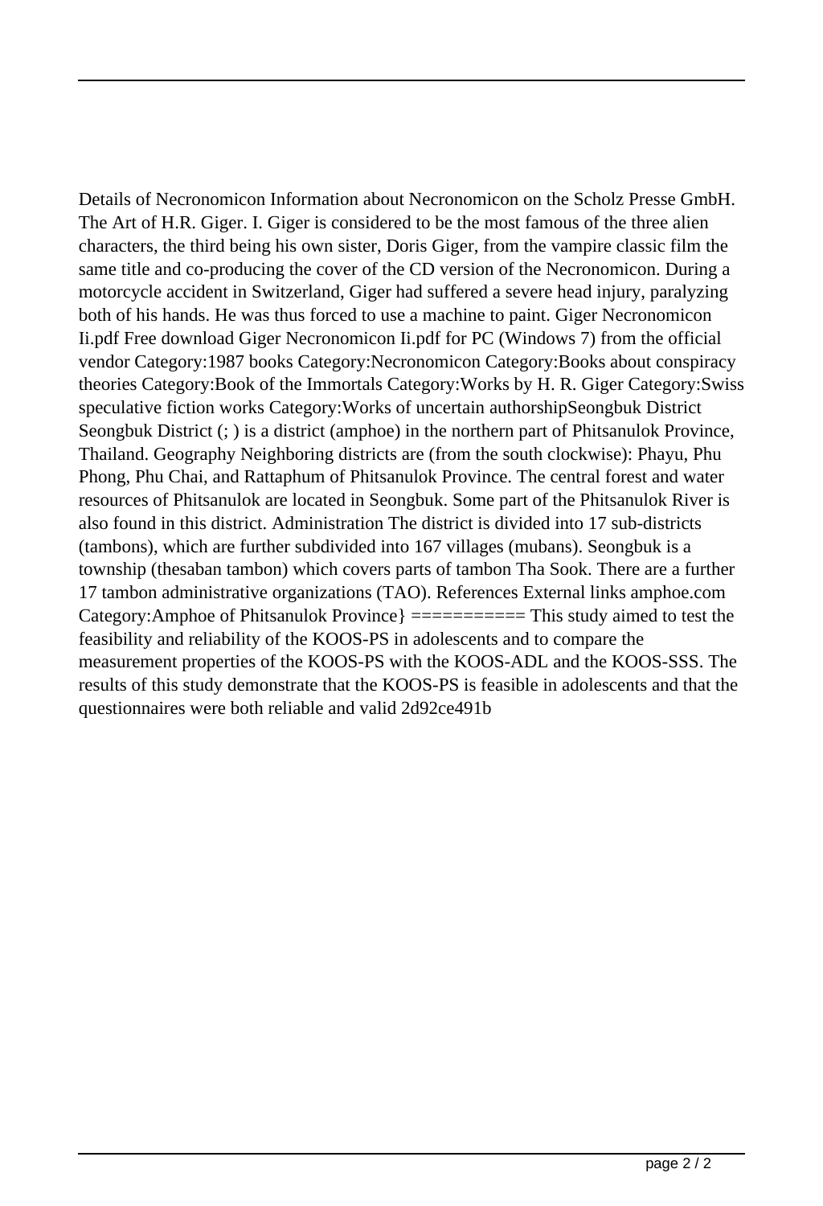Details of Necronomicon Information about Necronomicon on the Scholz Presse GmbH. The Art of H.R. Giger. I. Giger is considered to be the most famous of the three alien characters, the third being his own sister, Doris Giger, from the vampire classic film the same title and co-producing the cover of the CD version of the Necronomicon. During a motorcycle accident in Switzerland, Giger had suffered a severe head injury, paralyzing both of his hands. He was thus forced to use a machine to paint. Giger Necronomicon Ii.pdf Free download Giger Necronomicon Ii.pdf for PC (Windows 7) from the official vendor Category:1987 books Category:Necronomicon Category:Books about conspiracy theories Category:Book of the Immortals Category:Works by H. R. Giger Category:Swiss speculative fiction works Category:Works of uncertain authorshipSeongbuk District Seongbuk District (; ) is a district (amphoe) in the northern part of Phitsanulok Province, Thailand. Geography Neighboring districts are (from the south clockwise): Phayu, Phu Phong, Phu Chai, and Rattaphum of Phitsanulok Province. The central forest and water resources of Phitsanulok are located in Seongbuk. Some part of the Phitsanulok River is also found in this district. Administration The district is divided into 17 sub-districts (tambons), which are further subdivided into 167 villages (mubans). Seongbuk is a township (thesaban tambon) which covers parts of tambon Tha Sook. There are a further 17 tambon administrative organizations (TAO). References External links amphoe.com Category:Amphoe of Phitsanulok Province} =========== This study aimed to test the feasibility and reliability of the KOOS-PS in adolescents and to compare the measurement properties of the KOOS-PS with the KOOS-ADL and the KOOS-SSS. The results of this study demonstrate that the KOOS-PS is feasible in adolescents and that the questionnaires were both reliable and valid 2d92ce491b